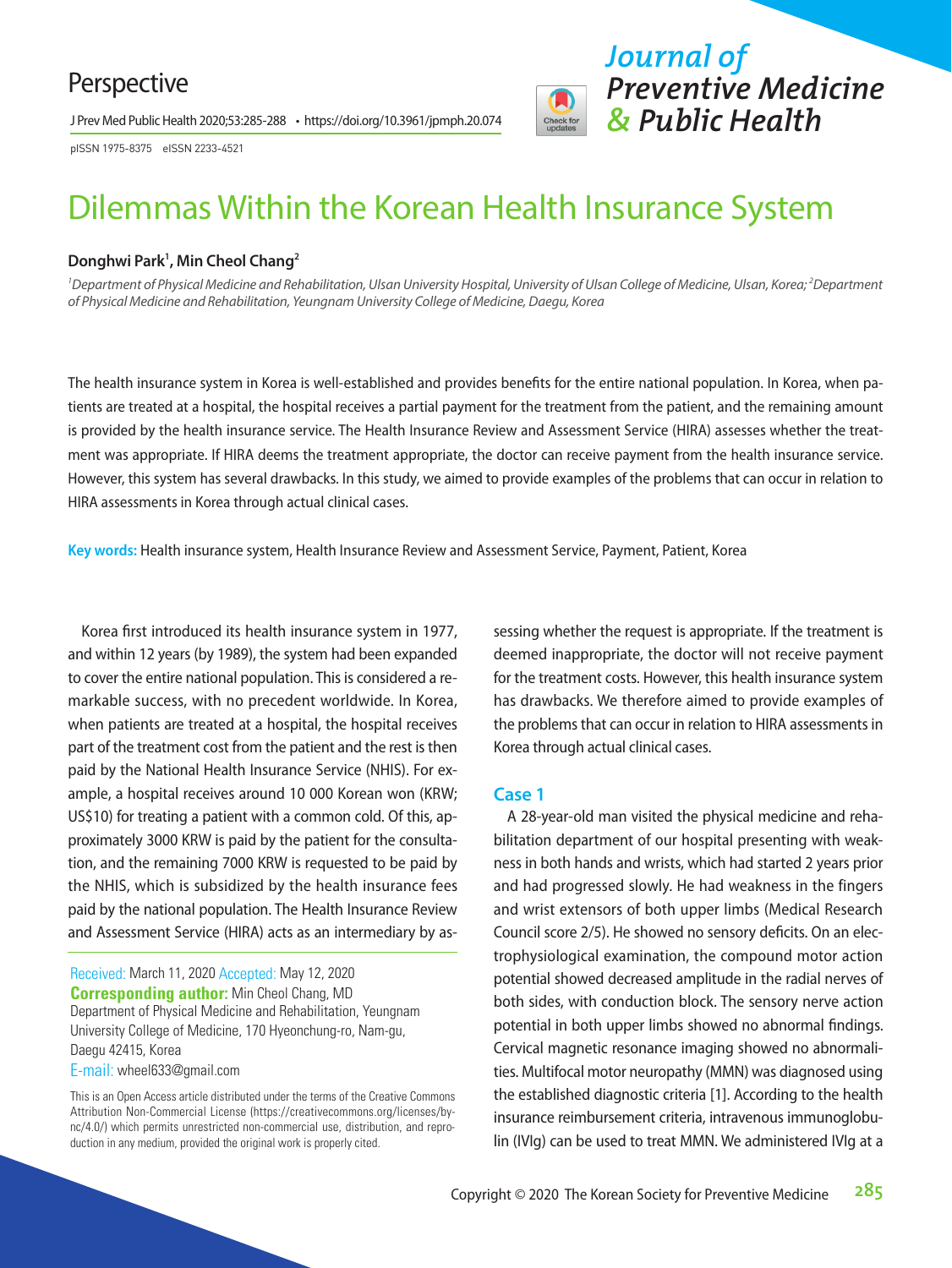Perspective

pISSN 1975-8375 eISSN 2233-4521

# Dilemmas Within the Korean Health Insurance System

**Donghwi Park[1], Min Cheol Chang[2]**

*[1]Department of Physical Medicine and Rehabilitation, Ulsan University Hospital, University of Ulsan College of Medicine, Ulsan, Korea; [2]Department of Physical Medicine and Rehabilitation, Yeungnam University College of Medicine, Daegu, Korea*

The health insurance system in Korea is well-established and provides benefits for the entire national population. In Korea, when patients are treated at a hospital, the hospital receives a partial payment for the treatment from the patient, and the remaining amount is provided by the health insurance service. The Health Insurance Review and Assessment Service (HIRA) assesses whether the treatment was appropriate. If HIRA deems the treatment appropriate, the doctor can receive payment from the health insurance service. However, this system has several drawbacks. In this study, we aimed to provide examples of the problems that can occur in relation to HIRA assessments in Korea through actual clinical cases.

**Key words:** Health insurance system, Health Insurance Review and Assessment Service, Payment, Patient, Korea

Korea first introduced its health insurance system in 1977, and within 12 years (by 1989), the system had been expanded to cover the entire national population. This is considered a remarkable success, with no precedent worldwide. In Korea, when patients are treated at a hospital, the hospital receives part of the treatment cost from the patient and the rest is then paid by the National Health Insurance Service (NHIS). For example, a hospital receives around 10 000 Korean won (KRW; US$10) for treating a patient with a common cold. Of this, approximately 3000 KRW is paid by the patient for the consultation, and the remaining 7000 KRW is requested to be paid by the NHIS, which is subsidized by the health insurance fees paid by the national population. The Health Insurance Review and Assessment Service (HIRA) acts as an intermediary by assessing whether the request is appropriate. If the treatment is deemed inappropriate, the doctor will not receive payment for the treatment costs. However, this health insurance system has drawbacks. We therefore aimed to provide examples of the problems that can occur in relation to HIRA assessments in Korea through actual clinical cases.

## Case 1

A 28-year-old man visited the physical medicine and rehabilitation department of our hospital presenting with weakness in both hands and wrists, which had started 2 years prior and had progressed slowly. He had weakness in the fingers and wrist extensors of both upper limbs (Medical Research Council score 2/5). He showed no sensory deficits. On an electrophysiological examination, the compound motor action potential showed decreased amplitude in the radial nerves of both sides, with conduction block. The sensory nerve action potential in both upper limbs showed no abnormal findings. Cervical magnetic resonance imaging showed no abnormalities. Multifocal motor neuropathy (MMN) was diagnosed using the established diagnostic criteria [1]. According to the health insurance reimbursement criteria, intravenous immunoglobulin (IVIg) can be used to treat MMN. We administered IVIg at a

Received: March 11, 2020 Accepted: May 12, 2020
**Corresponding author:** Min Cheol Chang, MD
Department of Physical Medicine and Rehabilitation, Yeungnam University College of Medicine, 170 Hyeonchung-ro, Nam-gu, Daegu 42415, Korea
E-mail: wheel633@gmail.com

This is an Open Access article distributed under the terms of the Creative Commons Attribution Non-Commercial License (https://creativecommons.org/licenses/by-nc/4.0/) which permits unrestricted non-commercial use, distribution, and reproduction in any medium, provided the original work is properly cited.

Copyright © 2020 The Korean Society for Preventive Medicine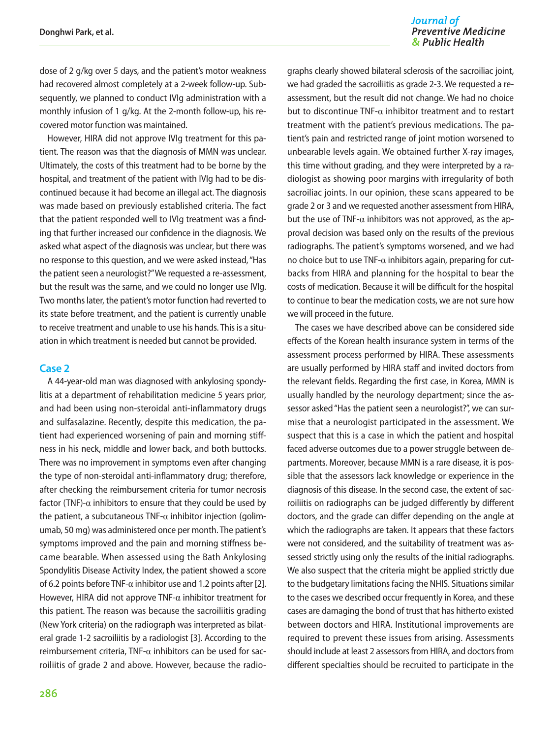dose of 2 g/kg over 5 days, and the patient's motor weakness had recovered almost completely at a 2-week follow-up. Subsequently, we planned to conduct IVIg administration with a monthly infusion of 1 g/kg. At the 2-month follow-up, his recovered motor function was maintained.

However, HIRA did not approve IVIg treatment for this patient. The reason was that the diagnosis of MMN was unclear. Ultimately, the costs of this treatment had to be borne by the hospital, and treatment of the patient with IVIg had to be discontinued because it had become an illegal act. The diagnosis was made based on previously established criteria. The fact that the patient responded well to IVIg treatment was a finding that further increased our confidence in the diagnosis. We asked what aspect of the diagnosis was unclear, but there was no response to this question, and we were asked instead, "Has the patient seen a neurologist?" We requested a re-assessment, but the result was the same, and we could no longer use IVIg. Two months later, the patient's motor function had reverted to its state before treatment, and the patient is currently unable to receive treatment and unable to use his hands. This is a situation in which treatment is needed but cannot be provided.

## Case 2

A 44-year-old man was diagnosed with ankylosing spondylitis at a department of rehabilitation medicine 5 years prior, and had been using non-steroidal anti-inflammatory drugs and sulfasalazine. Recently, despite this medication, the patient had experienced worsening of pain and morning stiffness in his neck, middle and lower back, and both buttocks. There was no improvement in symptoms even after changing the type of non-steroidal anti-inflammatory drug; therefore, after checking the reimbursement criteria for tumor necrosis factor (TNF)-α inhibitors to ensure that they could be used by the patient, a subcutaneous TNF-α inhibitor injection (golimumab, 50 mg) was administered once per month. The patient's symptoms improved and the pain and morning stiffness became bearable. When assessed using the Bath Ankylosing Spondylitis Disease Activity Index, the patient showed a score of 6.2 points before TNF-α inhibitor use and 1.2 points after [2]. However, HIRA did not approve TNF-α inhibitor treatment for this patient. The reason was because the sacroiliitis grading (New York criteria) on the radiograph was interpreted as bilateral grade 1-2 sacroiliitis by a radiologist [3]. According to the reimbursement criteria, TNF-α inhibitors can be used for sacroiliitis of grade 2 and above. However, because the radiographs clearly showed bilateral sclerosis of the sacroiliac joint, we had graded the sacroiliitis as grade 2-3. We requested a re-assessment, but the result did not change. We had no choice but to discontinue TNF-α inhibitor treatment and to restart treatment with the patient's previous medications. The patient's pain and restricted range of joint motion worsened to unbearable levels again. We obtained further X-ray images, this time without grading, and they were interpreted by a radiologist as showing poor margins with irregularity of both sacroiliac joints. In our opinion, these scans appeared to be grade 2 or 3 and we requested another assessment from HIRA, but the use of TNF-α inhibitors was not approved, as the approval decision was based only on the results of the previous radiographs. The patient's symptoms worsened, and we had no choice but to use TNF-α inhibitors again, preparing for cutbacks from HIRA and planning for the hospital to bear the costs of medication. Because it will be difficult for the hospital to continue to bear the medication costs, we are not sure how we will proceed in the future.

The cases we have described above can be considered side effects of the Korean health insurance system in terms of the assessment process performed by HIRA. These assessments are usually performed by HIRA staff and invited doctors from the relevant fields. Regarding the first case, in Korea, MMN is usually handled by the neurology department; since the assessor asked "Has the patient seen a neurologist?", we can surmise that a neurologist participated in the assessment. We suspect that this is a case in which the patient and hospital faced adverse outcomes due to a power struggle between departments. Moreover, because MMN is a rare disease, it is possible that the assessors lack knowledge or experience in the diagnosis of this disease. In the second case, the extent of sacroiliitis on radiographs can be judged differently by different doctors, and the grade can differ depending on the angle at which the radiographs are taken. It appears that these factors were not considered, and the suitability of treatment was assessed strictly using only the results of the initial radiographs. We also suspect that the criteria might be applied strictly due to the budgetary limitations facing the NHIS. Situations similar to the cases we described occur frequently in Korea, and these cases are damaging the bond of trust that has hitherto existed between doctors and HIRA. Institutional improvements are required to prevent these issues from arising. Assessments should include at least 2 assessors from HIRA, and doctors from different specialties should be recruited to participate in the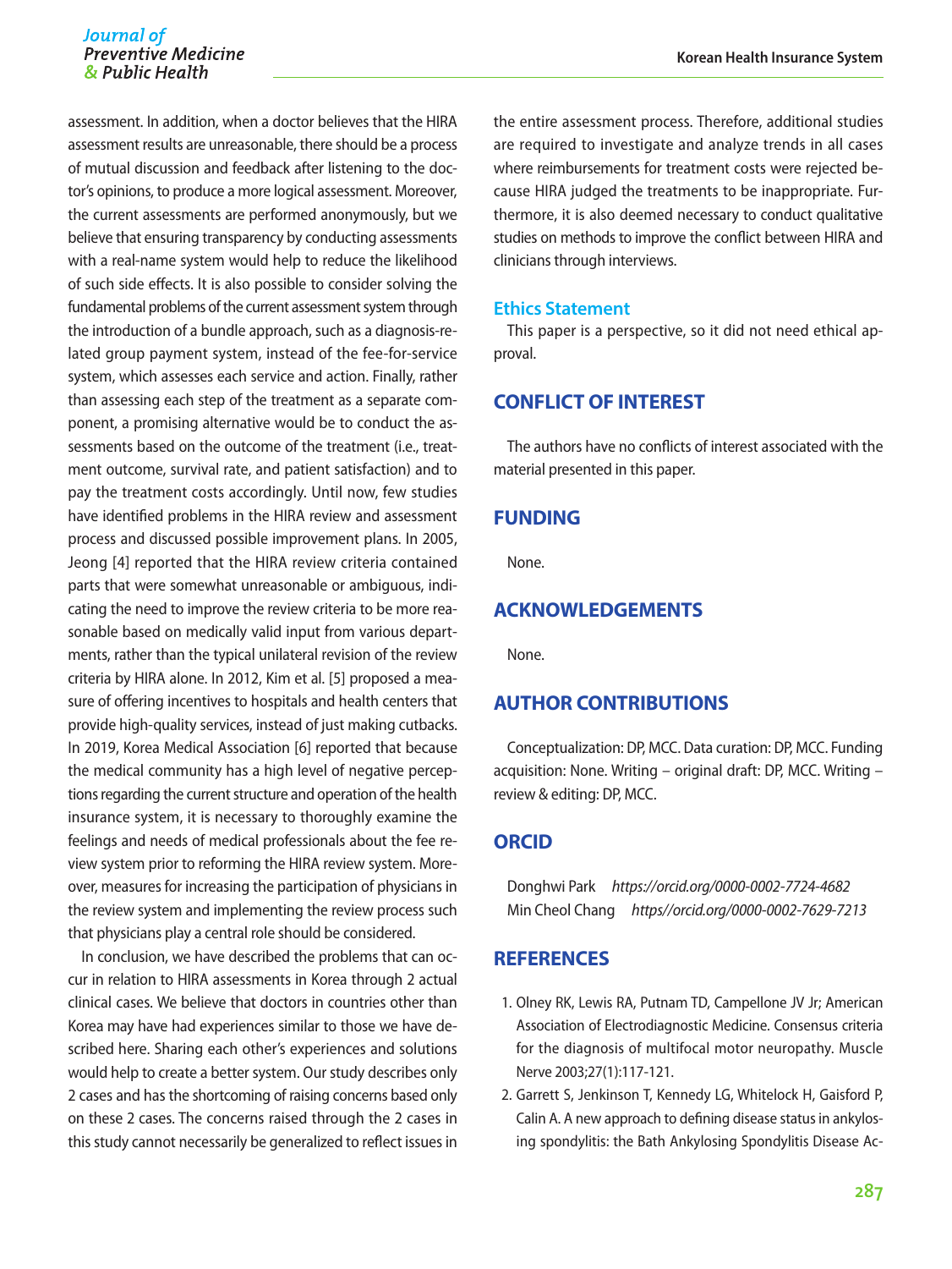assessment. In addition, when a doctor believes that the HIRA assessment results are unreasonable, there should be a process of mutual discussion and feedback after listening to the doctor's opinions, to produce a more logical assessment. Moreover, the current assessments are performed anonymously, but we believe that ensuring transparency by conducting assessments with a real-name system would help to reduce the likelihood of such side effects. It is also possible to consider solving the fundamental problems of the current assessment system through the introduction of a bundle approach, such as a diagnosis-related group payment system, instead of the fee-for-service system, which assesses each service and action. Finally, rather than assessing each step of the treatment as a separate component, a promising alternative would be to conduct the assessments based on the outcome of the treatment (i.e., treatment outcome, survival rate, and patient satisfaction) and to pay the treatment costs accordingly. Until now, few studies have identified problems in the HIRA review and assessment process and discussed possible improvement plans. In 2005, Jeong [4] reported that the HIRA review criteria contained parts that were somewhat unreasonable or ambiguous, indicating the need to improve the review criteria to be more reasonable based on medically valid input from various departments, rather than the typical unilateral revision of the review criteria by HIRA alone. In 2012, Kim et al. [5] proposed a measure of offering incentives to hospitals and health centers that provide high-quality services, instead of just making cutbacks. In 2019, Korea Medical Association [6] reported that because the medical community has a high level of negative perceptions regarding the current structure and operation of the health insurance system, it is necessary to thoroughly examine the feelings and needs of medical professionals about the fee review system prior to reforming the HIRA review system. Moreover, measures for increasing the participation of physicians in the review system and implementing the review process such that physicians play a central role should be considered.

In conclusion, we have described the problems that can occur in relation to HIRA assessments in Korea through 2 actual clinical cases. We believe that doctors in countries other than Korea may have had experiences similar to those we have described here. Sharing each other's experiences and solutions would help to create a better system. Our study describes only 2 cases and has the shortcoming of raising concerns based only on these 2 cases. The concerns raised through the 2 cases in this study cannot necessarily be generalized to reflect issues in the entire assessment process. Therefore, additional studies are required to investigate and analyze trends in all cases where reimbursements for treatment costs were rejected because HIRA judged the treatments to be inappropriate. Furthermore, it is also deemed necessary to conduct qualitative studies on methods to improve the conflict between HIRA and clinicians through interviews.

### Ethics Statement

This paper is a perspective, so it did not need ethical approval.

## CONFLICT OF INTEREST

The authors have no conflicts of interest associated with the material presented in this paper.

## FUNDING

None.

## ACKNOWLEDGEMENTS

None.

## AUTHOR CONTRIBUTIONS

Conceptualization: DP, MCC. Data curation: DP, MCC. Funding acquisition: None. Writing – original draft: DP, MCC. Writing – review & editing: DP, MCC.

## ORCID

Donghwi Park *https://orcid.org/0000-0002-7724-4682*
Min Cheol Chang *https//orcid.org/0000-0002-7629-7213*

## REFERENCES

1. Olney RK, Lewis RA, Putnam TD, Campellone JV Jr; American Association of Electrodiagnostic Medicine. Consensus criteria for the diagnosis of multifocal motor neuropathy. Muscle Nerve 2003;27(1):117-121.
2. Garrett S, Jenkinson T, Kennedy LG, Whitelock H, Gaisford P, Calin A. A new approach to defining disease status in ankylosing spondylitis: the Bath Ankylosing Spondylitis Disease Ac-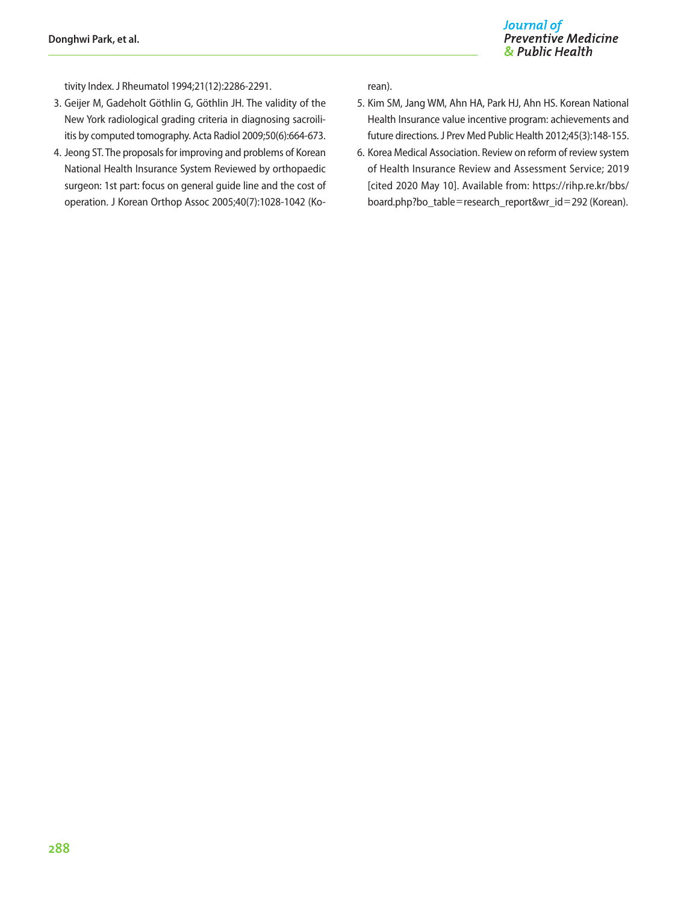tivity Index. J Rheumatol 1994;21(12):2286-2291.

3. Geijer M, Gadeholt Göthlin G, Göthlin JH. The validity of the New York radiological grading criteria in diagnosing sacroiliitis by computed tomography. Acta Radiol 2009;50(6):664-673.
4. Jeong ST. The proposals for improving and problems of Korean National Health Insurance System Reviewed by orthopaedic surgeon: 1st part: focus on general guide line and the cost of operation. J Korean Orthop Assoc 2005;40(7):1028-1042 (Korean).
5. Kim SM, Jang WM, Ahn HA, Park HJ, Ahn HS. Korean National Health Insurance value incentive program: achievements and future directions. J Prev Med Public Health 2012;45(3):148-155.
6. Korea Medical Association. Review on reform of review system of Health Insurance Review and Assessment Service; 2019 [cited 2020 May 10]. Available from: https://rihp.re.kr/bbs/board.php?bo_table=research_report&wr_id=292 (Korean).